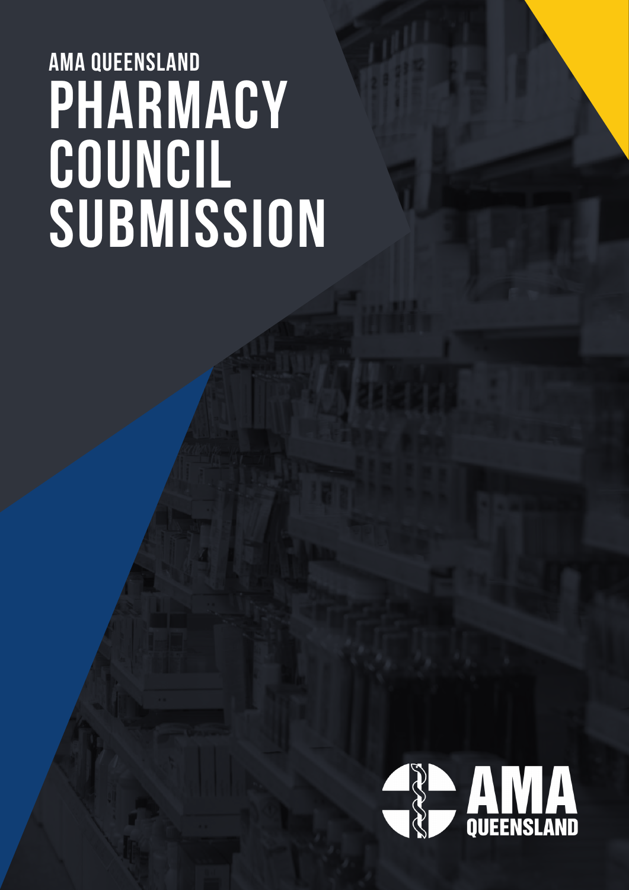# AMA QUEENSLAND PHARMACY COUNCIL SUBMISSION

AMA QUEENSLAND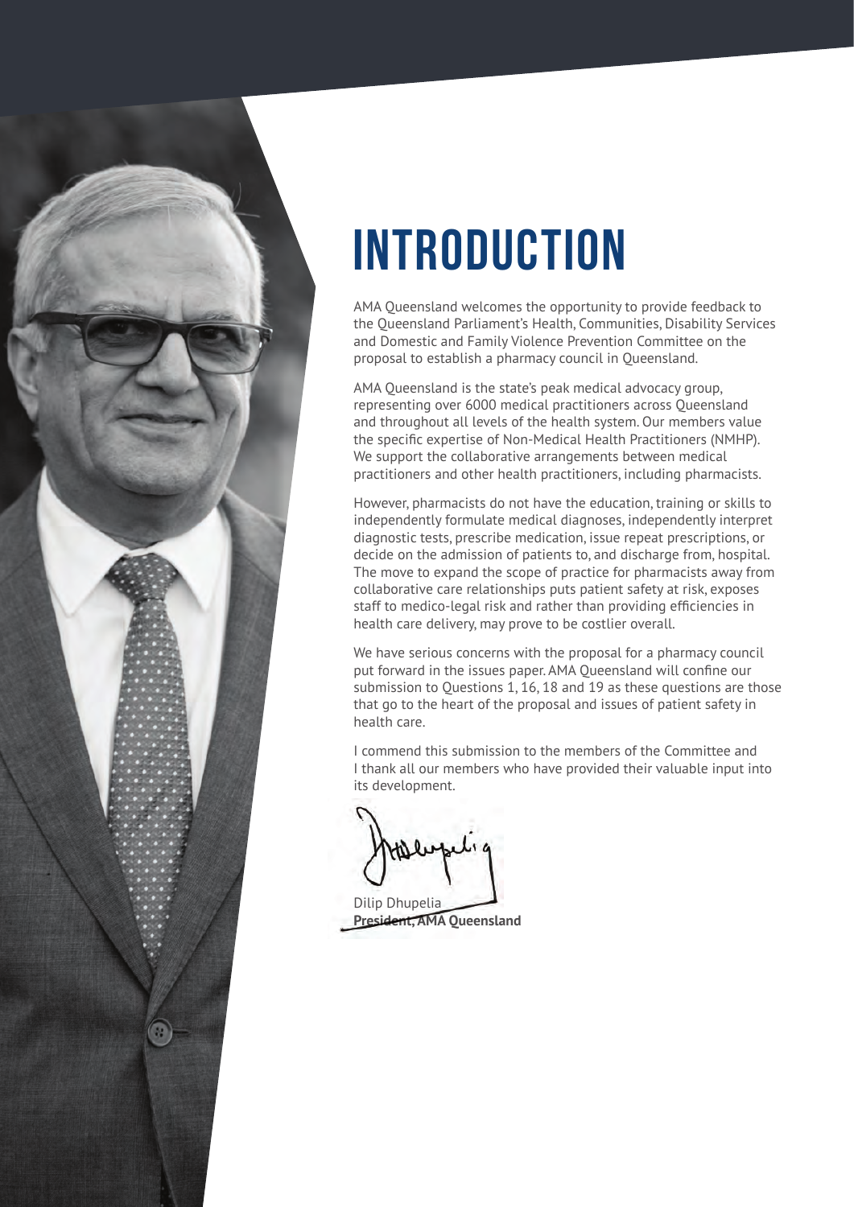# INTRODUCTION

AMA Queensland welcomes the opportunity to provide feedback to the Queensland Parliament's Health, Communities, Disability Services and Domestic and Family Violence Prevention Committee on the proposal to establish a pharmacy council in Queensland.

AMA Queensland is the state's peak medical advocacy group, representing over 6000 medical practitioners across Queensland and throughout all levels of the health system. Our members value the specific expertise of Non-Medical Health Practitioners (NMHP). We support the collaborative arrangements between medical practitioners and other health practitioners, including pharmacists.

However, pharmacists do not have the education, training or skills to independently formulate medical diagnoses, independently interpret diagnostic tests, prescribe medication, issue repeat prescriptions, or decide on the admission of patients to, and discharge from, hospital. The move to expand the scope of practice for pharmacists away from collaborative care relationships puts patient safety at risk, exposes staff to medico-legal risk and rather than providing efficiencies in health care delivery, may prove to be costlier overall.

We have serious concerns with the proposal for a pharmacy council put forward in the issues paper. AMA Queensland will confine our submission to Questions 1, 16, 18 and 19 as these questions are those that go to the heart of the proposal and issues of patient safety in health care.

I commend this submission to the members of the Committee and I thank all our members who have provided their valuable input into its development.

Dilip Dhupelia
**President, AMA Queensland**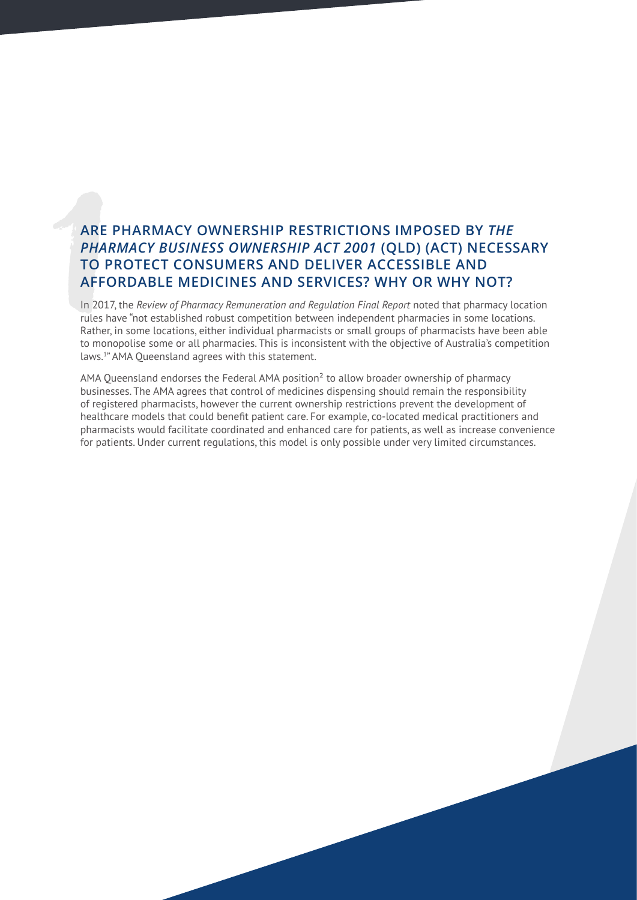## 1 ARE PHARMACY OWNERSHIP RESTRICTIONS IMPOSED BY *THE PHARMACY BUSINESS OWNERSHIP ACT 2001* (QLD) (ACT) NECESSARY TO PROTECT CONSUMERS AND DELIVER ACCESSIBLE AND AFFORDABLE MEDICINES AND SERVICES? WHY OR WHY NOT?

In 2017, the *Review of Pharmacy Remuneration and Regulation Final Report* noted that pharmacy location rules have "not established robust competition between independent pharmacies in some locations. Rather, in some locations, either individual pharmacists or small groups of pharmacists have been able to monopolise some or all pharmacies. This is inconsistent with the objective of Australia's competition laws.[1]" AMA Queensland agrees with this statement.

AMA Queensland endorses the Federal AMA position[2] to allow broader ownership of pharmacy businesses. The AMA agrees that control of medicines dispensing should remain the responsibility of registered pharmacists, however the current ownership restrictions prevent the development of healthcare models that could benefit patient care. For example, co-located medical practitioners and pharmacists would facilitate coordinated and enhanced care for patients, as well as increase convenience for patients. Under current regulations, this model is only possible under very limited circumstances.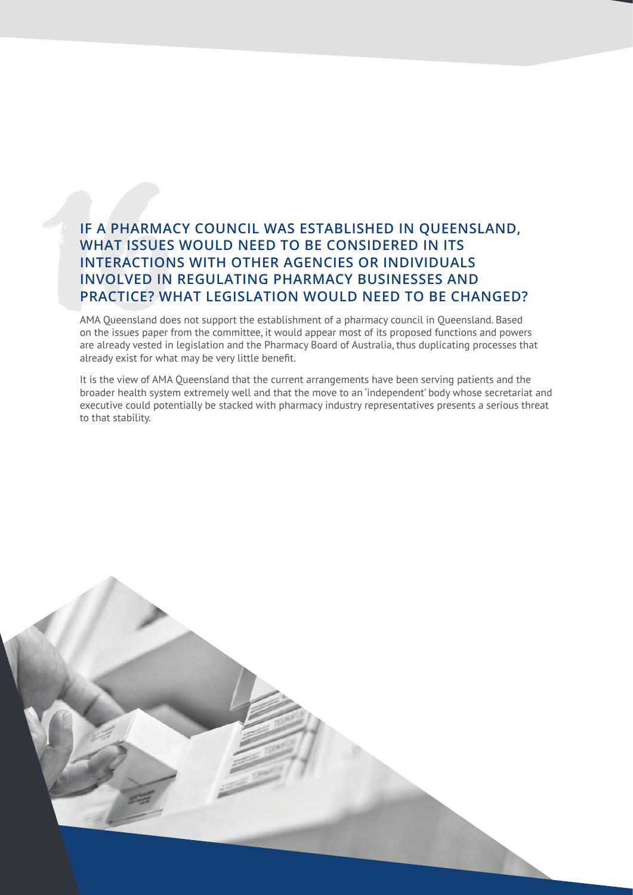## IF A PHARMACY COUNCIL WAS ESTABLISHED IN QUEENSLAND, WHAT ISSUES WOULD NEED TO BE CONSIDERED IN ITS INTERACTIONS WITH OTHER AGENCIES OR INDIVIDUALS INVOLVED IN REGULATING PHARMACY BUSINESSES AND PRACTICE? WHAT LEGISLATION WOULD NEED TO BE CHANGED?

AMA Queensland does not support the establishment of a pharmacy council in Queensland. Based on the issues paper from the committee, it would appear most of its proposed functions and powers are already vested in legislation and the Pharmacy Board of Australia, thus duplicating processes that already exist for what may be very little benefit.

It is the view of AMA Queensland that the current arrangements have been serving patients and the broader health system extremely well and that the move to an 'independent' body whose secretariat and executive could potentially be stacked with pharmacy industry representatives presents a serious threat to that stability.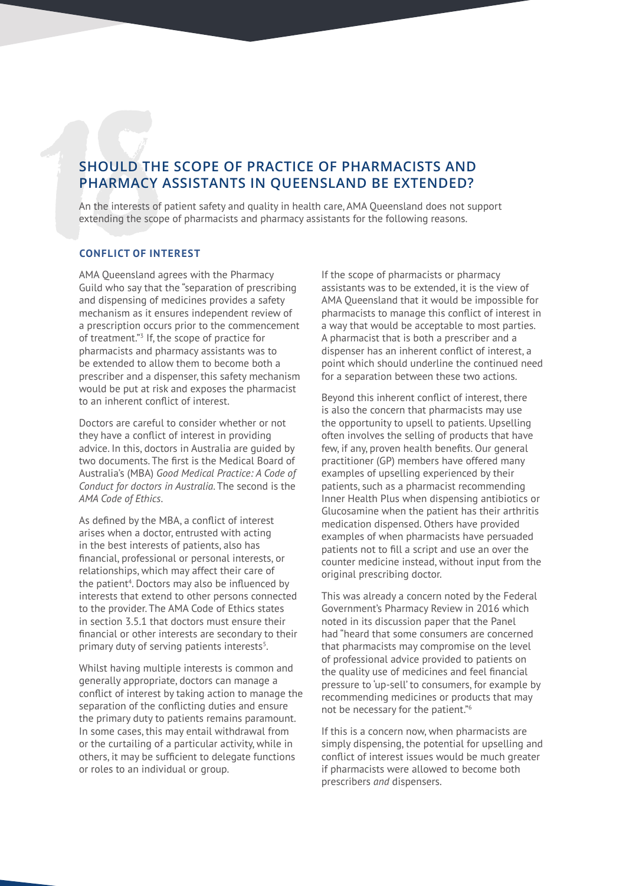## SHOULD THE SCOPE OF PRACTICE OF PHARMACISTS AND PHARMACY ASSISTANTS IN QUEENSLAND BE EXTENDED?

An the interests of patient safety and quality in health care, AMA Queensland does not support extending the scope of pharmacists and pharmacy assistants for the following reasons.

### CONFLICT OF INTEREST

AMA Queensland agrees with the Pharmacy Guild who say that the "separation of prescribing and dispensing of medicines provides a safety mechanism as it ensures independent review of a prescription occurs prior to the commencement of treatment."[3] If, the scope of practice for pharmacists and pharmacy assistants was to be extended to allow them to become both a prescriber and a dispenser, this safety mechanism would be put at risk and exposes the pharmacist to an inherent conflict of interest.

Doctors are careful to consider whether or not they have a conflict of interest in providing advice. In this, doctors in Australia are guided by two documents. The first is the Medical Board of Australia's (MBA) *Good Medical Practice: A Code of Conduct for doctors in Australia*. The second is the *AMA Code of Ethics*.

As defined by the MBA, a conflict of interest arises when a doctor, entrusted with acting in the best interests of patients, also has financial, professional or personal interests, or relationships, which may affect their care of the patient[4]. Doctors may also be influenced by interests that extend to other persons connected to the provider. The AMA Code of Ethics states in section 3.5.1 that doctors must ensure their financial or other interests are secondary to their primary duty of serving patients interests[5].

Whilst having multiple interests is common and generally appropriate, doctors can manage a conflict of interest by taking action to manage the separation of the conflicting duties and ensure the primary duty to patients remains paramount. In some cases, this may entail withdrawal from or the curtailing of a particular activity, while in others, it may be sufficient to delegate functions or roles to an individual or group.

If the scope of pharmacists or pharmacy assistants was to be extended, it is the view of AMA Queensland that it would be impossible for pharmacists to manage this conflict of interest in a way that would be acceptable to most parties. A pharmacist that is both a prescriber and a dispenser has an inherent conflict of interest, a point which should underline the continued need for a separation between these two actions.

Beyond this inherent conflict of interest, there is also the concern that pharmacists may use the opportunity to upsell to patients. Upselling often involves the selling of products that have few, if any, proven health benefits. Our general practitioner (GP) members have offered many examples of upselling experienced by their patients, such as a pharmacist recommending Inner Health Plus when dispensing antibiotics or Glucosamine when the patient has their arthritis medication dispensed. Others have provided examples of when pharmacists have persuaded patients not to fill a script and use an over the counter medicine instead, without input from the original prescribing doctor.

This was already a concern noted by the Federal Government's Pharmacy Review in 2016 which noted in its discussion paper that the Panel had "heard that some consumers are concerned that pharmacists may compromise on the level of professional advice provided to patients on the quality use of medicines and feel financial pressure to 'up-sell' to consumers, for example by recommending medicines or products that may not be necessary for the patient."[6]

If this is a concern now, when pharmacists are simply dispensing, the potential for upselling and conflict of interest issues would be much greater if pharmacists were allowed to become both prescribers *and* dispensers.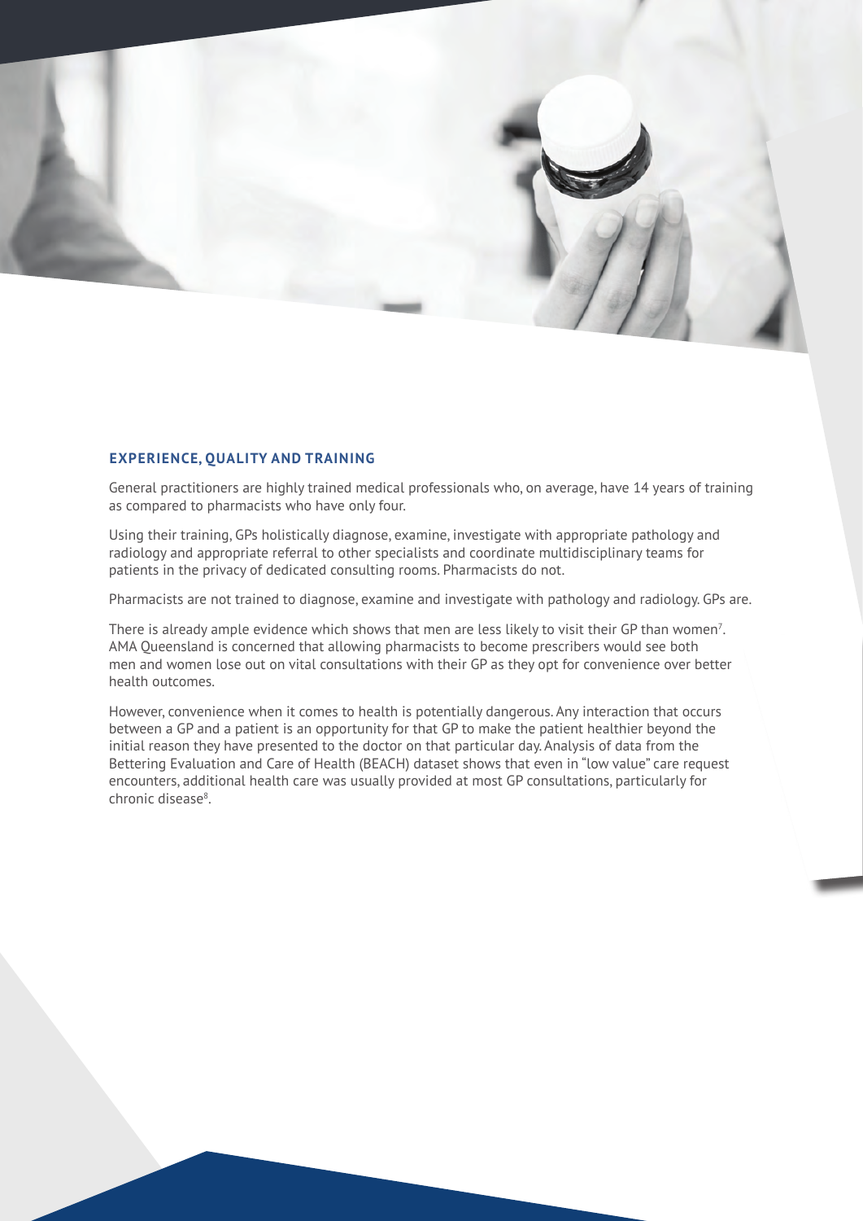## EXPERIENCE, QUALITY AND TRAINING

General practitioners are highly trained medical professionals who, on average, have 14 years of training as compared to pharmacists who have only four.

Using their training, GPs holistically diagnose, examine, investigate with appropriate pathology and radiology and appropriate referral to other specialists and coordinate multidisciplinary teams for patients in the privacy of dedicated consulting rooms. Pharmacists do not.

Pharmacists are not trained to diagnose, examine and investigate with pathology and radiology. GPs are.

There is already ample evidence which shows that men are less likely to visit their GP than women[7]. AMA Queensland is concerned that allowing pharmacists to become prescribers would see both men and women lose out on vital consultations with their GP as they opt for convenience over better health outcomes.

However, convenience when it comes to health is potentially dangerous. Any interaction that occurs between a GP and a patient is an opportunity for that GP to make the patient healthier beyond the initial reason they have presented to the doctor on that particular day. Analysis of data from the Bettering Evaluation and Care of Health (BEACH) dataset shows that even in "low value" care request encounters, additional health care was usually provided at most GP consultations, particularly for chronic disease[8].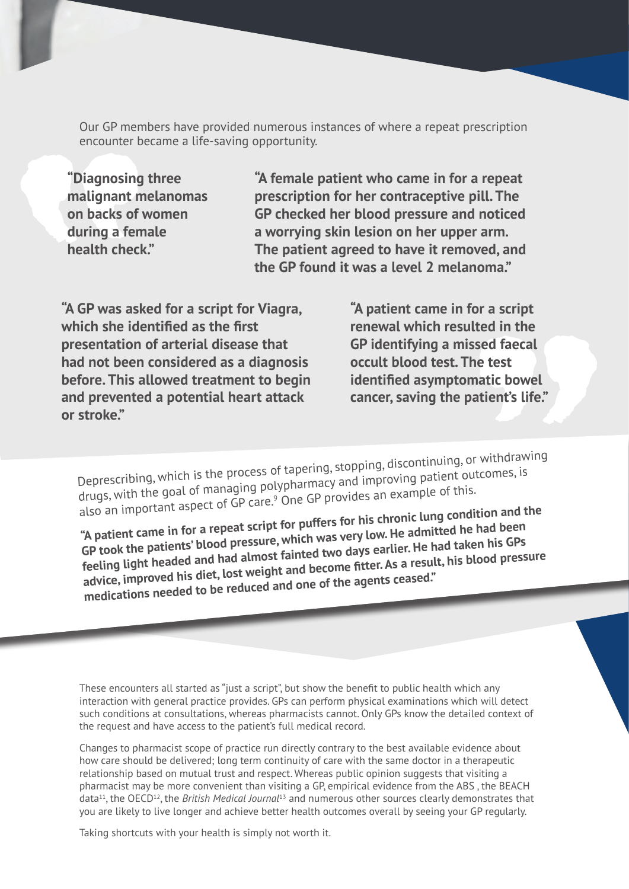Our GP members have provided numerous instances of where a repeat prescription encounter became a life-saving opportunity.

**"Diagnosing three malignant melanomas on backs of women during a female health check."**

**"A female patient who came in for a repeat prescription for her contraceptive pill. The GP checked her blood pressure and noticed a worrying skin lesion on her upper arm. The patient agreed to have it removed, and the GP found it was a level 2 melanoma."**

**"A GP was asked for a script for Viagra, which she identified as the first presentation of arterial disease that had not been considered as a diagnosis before. This allowed treatment to begin and prevented a potential heart attack or stroke."**

**"A patient came in for a script renewal which resulted in the GP identifying a missed faecal occult blood test. The test identified asymptomatic bowel cancer, saving the patient's life."**

Deprescribing, which is the process of tapering, stopping, discontinuing, or withdrawing drugs, with the goal of managing polypharmacy and improving patient outcomes, is also an important aspect of GP care.[9] One GP provides an example of this.

**"A patient came in for a repeat script for puffers for his chronic lung condition and the GP took the patients' blood pressure, which was very low. He admitted he had been feeling light headed and had almost fainted two days earlier. He had taken his GPs advice, improved his diet, lost weight and become fitter. As a result, his blood pressure medications needed to be reduced and one of the agents ceased."**

These encounters all started as "just a script", but show the benefit to public health which any interaction with general practice provides. GPs can perform physical examinations which will detect such conditions at consultations, whereas pharmacists cannot. Only GPs know the detailed context of the request and have access to the patient's full medical record.

Changes to pharmacist scope of practice run directly contrary to the best available evidence about how care should be delivered; long term continuity of care with the same doctor in a therapeutic relationship based on mutual trust and respect. Whereas public opinion suggests that visiting a pharmacist may be more convenient than visiting a GP, empirical evidence from the ABS , the BEACH data[11], the OECD[12], the *British Medical Journal*[13] and numerous other sources clearly demonstrates that you are likely to live longer and achieve better health outcomes overall by seeing your GP regularly.

Taking shortcuts with your health is simply not worth it.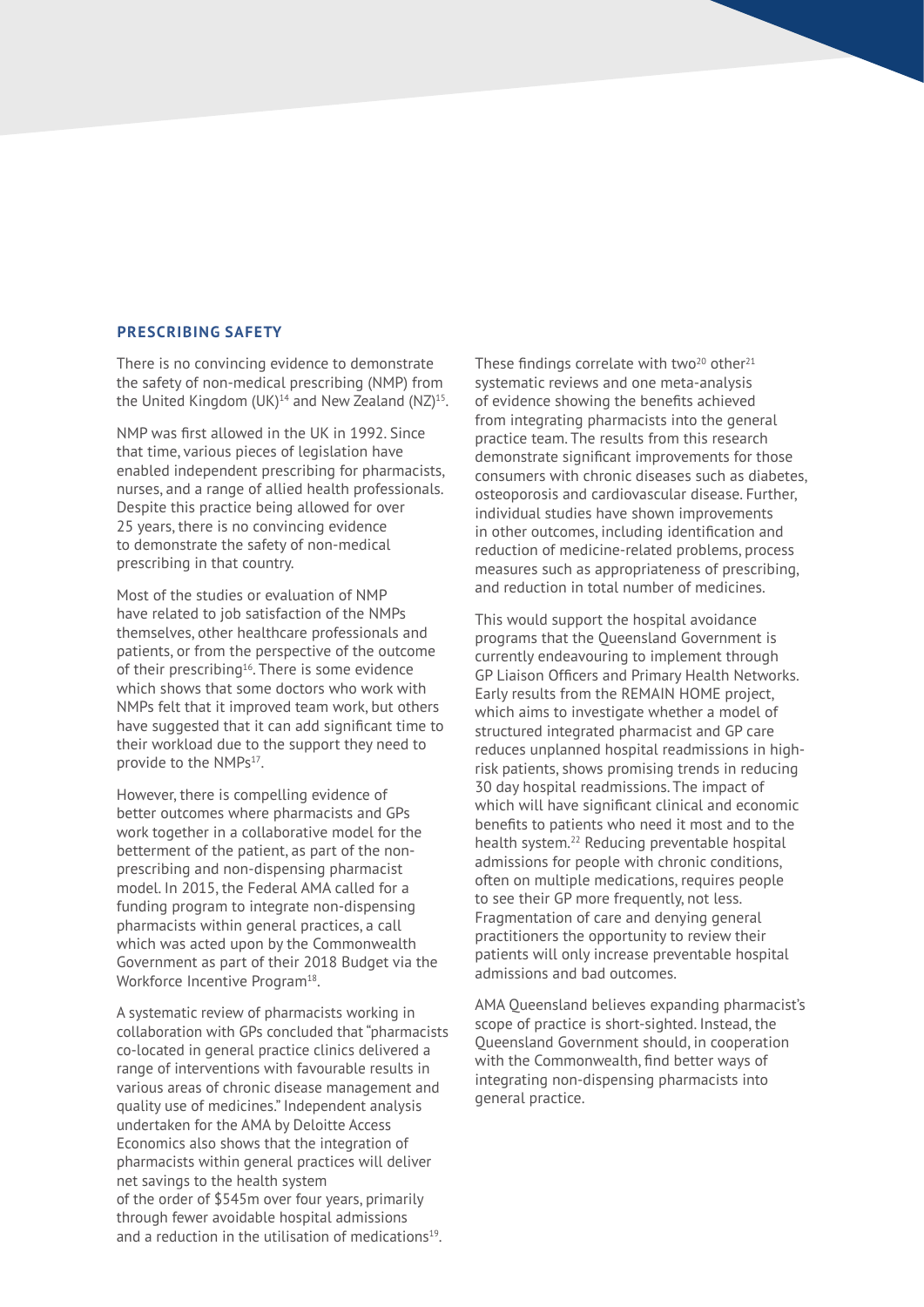## PRESCRIBING SAFETY

There is no convincing evidence to demonstrate the safety of non-medical prescribing (NMP) from the United Kingdom (UK)[14] and New Zealand (NZ)[15].

NMP was first allowed in the UK in 1992. Since that time, various pieces of legislation have enabled independent prescribing for pharmacists, nurses, and a range of allied health professionals. Despite this practice being allowed for over 25 years, there is no convincing evidence to demonstrate the safety of non-medical prescribing in that country.

Most of the studies or evaluation of NMP have related to job satisfaction of the NMPs themselves, other healthcare professionals and patients, or from the perspective of the outcome of their prescribing[16]. There is some evidence which shows that some doctors who work with NMPs felt that it improved team work, but others have suggested that it can add significant time to their workload due to the support they need to provide to the NMPs[17].

However, there is compelling evidence of better outcomes where pharmacists and GPs work together in a collaborative model for the betterment of the patient, as part of the non-prescribing and non-dispensing pharmacist model. In 2015, the Federal AMA called for a funding program to integrate non-dispensing pharmacists within general practices, a call which was acted upon by the Commonwealth Government as part of their 2018 Budget via the Workforce Incentive Program[18].

A systematic review of pharmacists working in collaboration with GPs concluded that "pharmacists co-located in general practice clinics delivered a range of interventions with favourable results in various areas of chronic disease management and quality use of medicines." Independent analysis undertaken for the AMA by Deloitte Access Economics also shows that the integration of pharmacists within general practices will deliver net savings to the health system of the order of $545m over four years, primarily through fewer avoidable hospital admissions and a reduction in the utilisation of medications[19].

These findings correlate with two[20] other[21] systematic reviews and one meta-analysis of evidence showing the benefits achieved from integrating pharmacists into the general practice team. The results from this research demonstrate significant improvements for those consumers with chronic diseases such as diabetes, osteoporosis and cardiovascular disease. Further, individual studies have shown improvements in other outcomes, including identification and reduction of medicine-related problems, process measures such as appropriateness of prescribing, and reduction in total number of medicines.

This would support the hospital avoidance programs that the Queensland Government is currently endeavouring to implement through GP Liaison Officers and Primary Health Networks. Early results from the REMAIN HOME project, which aims to investigate whether a model of structured integrated pharmacist and GP care reduces unplanned hospital readmissions in high-risk patients, shows promising trends in reducing 30 day hospital readmissions. The impact of which will have significant clinical and economic benefits to patients who need it most and to the health system.[22] Reducing preventable hospital admissions for people with chronic conditions, often on multiple medications, requires people to see their GP more frequently, not less. Fragmentation of care and denying general practitioners the opportunity to review their patients will only increase preventable hospital admissions and bad outcomes.

AMA Queensland believes expanding pharmacist's scope of practice is short-sighted. Instead, the Queensland Government should, in cooperation with the Commonwealth, find better ways of integrating non-dispensing pharmacists into general practice.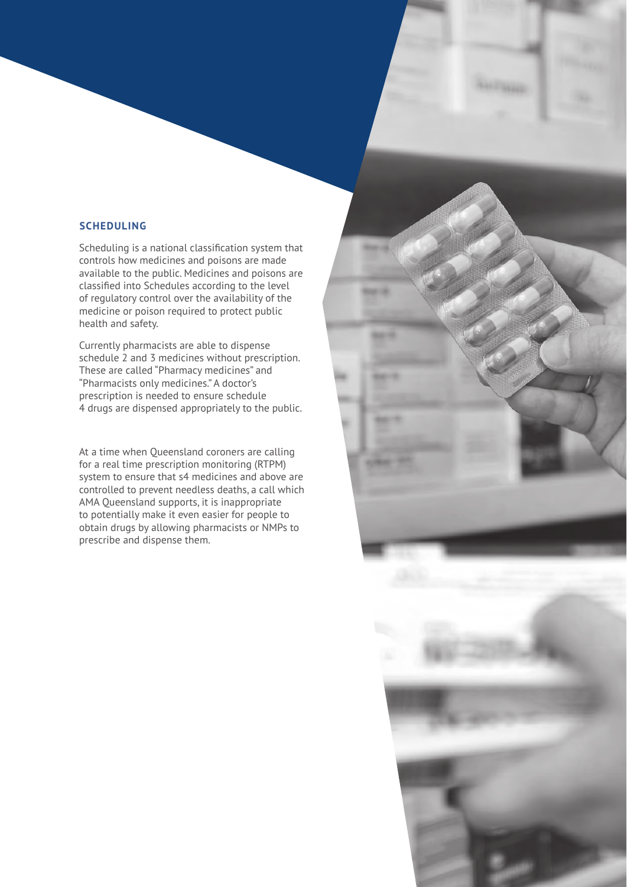## SCHEDULING

Scheduling is a national classification system that controls how medicines and poisons are made available to the public. Medicines and poisons are classified into Schedules according to the level of regulatory control over the availability of the medicine or poison required to protect public health and safety.

Currently pharmacists are able to dispense schedule 2 and 3 medicines without prescription. These are called "Pharmacy medicines" and "Pharmacists only medicines." A doctor's prescription is needed to ensure schedule 4 drugs are dispensed appropriately to the public.

At a time when Queensland coroners are calling for a real time prescription monitoring (RTPM) system to ensure that s4 medicines and above are controlled to prevent needless deaths, a call which AMA Queensland supports, it is inappropriate to potentially make it even easier for people to obtain drugs by allowing pharmacists or NMPs to prescribe and dispense them.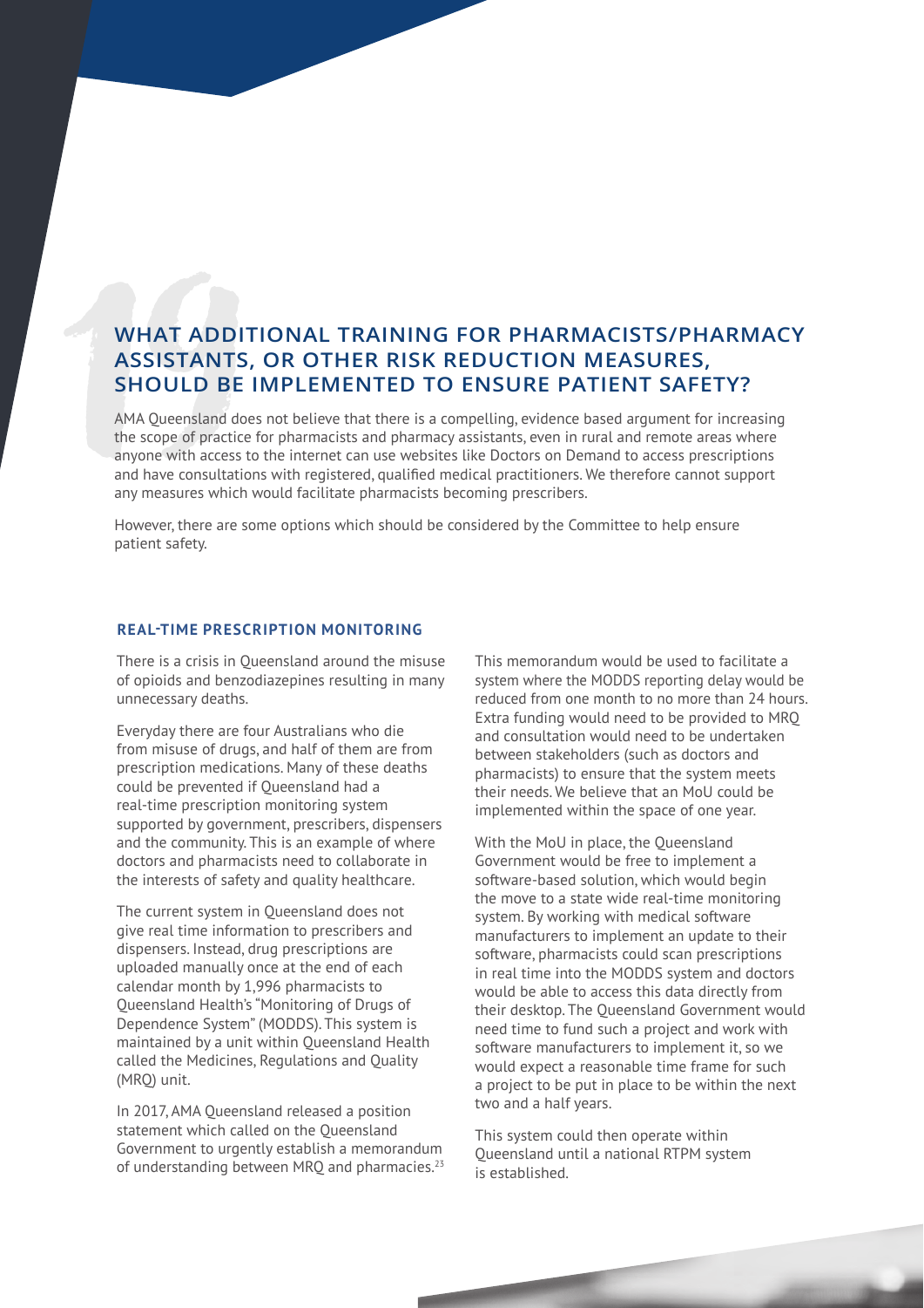## 19 WHAT ADDITIONAL TRAINING FOR PHARMACISTS/PHARMACY ASSISTANTS, OR OTHER RISK REDUCTION MEASURES, SHOULD BE IMPLEMENTED TO ENSURE PATIENT SAFETY?

AMA Queensland does not believe that there is a compelling, evidence based argument for increasing the scope of practice for pharmacists and pharmacy assistants, even in rural and remote areas where anyone with access to the internet can use websites like Doctors on Demand to access prescriptions and have consultations with registered, qualified medical practitioners. We therefore cannot support any measures which would facilitate pharmacists becoming prescribers.

However, there are some options which should be considered by the Committee to help ensure patient safety.

### REAL-TIME PRESCRIPTION MONITORING

There is a crisis in Queensland around the misuse of opioids and benzodiazepines resulting in many unnecessary deaths.

Everyday there are four Australians who die from misuse of drugs, and half of them are from prescription medications. Many of these deaths could be prevented if Queensland had a real-time prescription monitoring system supported by government, prescribers, dispensers and the community. This is an example of where doctors and pharmacists need to collaborate in the interests of safety and quality healthcare.

The current system in Queensland does not give real time information to prescribers and dispensers. Instead, drug prescriptions are uploaded manually once at the end of each calendar month by 1,996 pharmacists to Queensland Health's "Monitoring of Drugs of Dependence System" (MODDS). This system is maintained by a unit within Queensland Health called the Medicines, Regulations and Quality (MRQ) unit.

In 2017, AMA Queensland released a position statement which called on the Queensland Government to urgently establish a memorandum of understanding between MRQ and pharmacies.[23]

This memorandum would be used to facilitate a system where the MODDS reporting delay would be reduced from one month to no more than 24 hours. Extra funding would need to be provided to MRQ and consultation would need to be undertaken between stakeholders (such as doctors and pharmacists) to ensure that the system meets their needs. We believe that an MoU could be implemented within the space of one year.

With the MoU in place, the Queensland Government would be free to implement a software-based solution, which would begin the move to a state wide real-time monitoring system. By working with medical software manufacturers to implement an update to their software, pharmacists could scan prescriptions in real time into the MODDS system and doctors would be able to access this data directly from their desktop. The Queensland Government would need time to fund such a project and work with software manufacturers to implement it, so we would expect a reasonable time frame for such a project to be put in place to be within the next two and a half years.

This system could then operate within Queensland until a national RTPM system is established.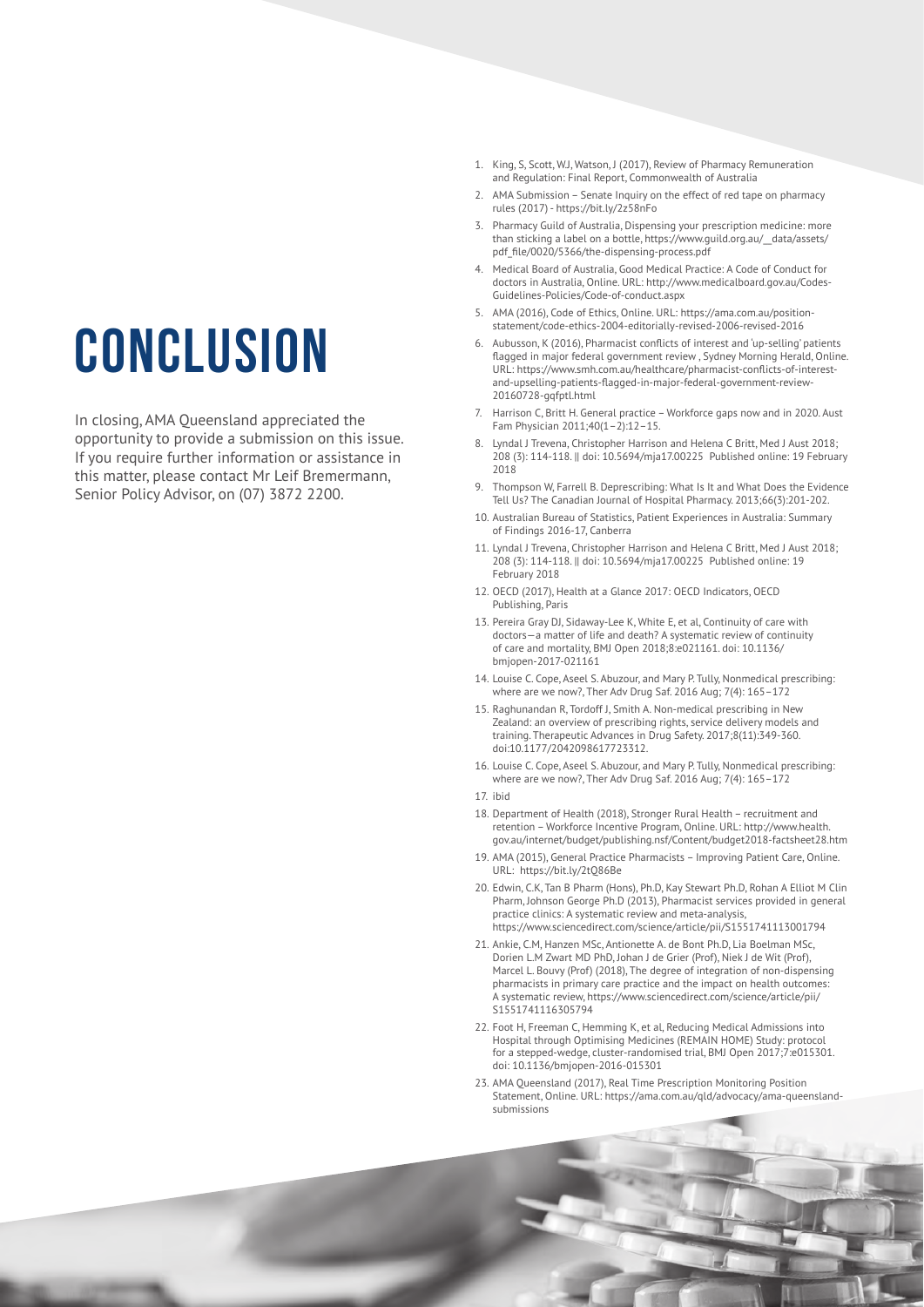# CONCLUSION

In closing, AMA Queensland appreciated the opportunity to provide a submission on this issue. If you require further information or assistance in this matter, please contact Mr Leif Bremermann, Senior Policy Advisor, on (07) 3872 2200.

1. King, S, Scott, WJ, Watson, J (2017), Review of Pharmacy Remuneration and Regulation: Final Report, Commonwealth of Australia
2. AMA Submission – Senate Inquiry on the effect of red tape on pharmacy rules (2017) - https://bit.ly/2z58nFo
3. Pharmacy Guild of Australia, Dispensing your prescription medicine: more than sticking a label on a bottle, https://www.guild.org.au/__data/assets/pdf_file/0020/5366/the-dispensing-process.pdf
4. Medical Board of Australia, Good Medical Practice: A Code of Conduct for doctors in Australia, Online. URL: http://www.medicalboard.gov.au/Codes-Guidelines-Policies/Code-of-conduct.aspx
5. AMA (2016), Code of Ethics, Online. URL: https://ama.com.au/position-statement/code-ethics-2004-editorially-revised-2006-revised-2016
6. Aubusson, K (2016), Pharmacist conflicts of interest and 'up-selling' patients flagged in major federal government review , Sydney Morning Herald, Online. URL: https://www.smh.com.au/healthcare/pharmacist-conflicts-of-interest-and-upselling-patients-flagged-in-major-federal-government-review-20160728-gqfptl.html
7. Harrison C, Britt H. General practice – Workforce gaps now and in 2020. Aust Fam Physician 2011;40(1–2):12–15.
8. Lyndal J Trevena, Christopher Harrison and Helena C Britt, Med J Aust 2018; 208 (3): 114-118. || doi: 10.5694/mja17.00225 Published online: 19 February 2018
9. Thompson W, Farrell B. Deprescribing: What Is It and What Does the Evidence Tell Us? The Canadian Journal of Hospital Pharmacy. 2013;66(3):201-202.
10. Australian Bureau of Statistics, Patient Experiences in Australia: Summary of Findings 2016-17, Canberra
11. Lyndal J Trevena, Christopher Harrison and Helena C Britt, Med J Aust 2018; 208 (3): 114-118. || doi: 10.5694/mja17.00225 Published online: 19 February 2018
12. OECD (2017), Health at a Glance 2017: OECD Indicators, OECD Publishing, Paris
13. Pereira Gray DJ, Sidaway-Lee K, White E, et al, Continuity of care with doctors—a matter of life and death? A systematic review of continuity of care and mortality, BMJ Open 2018;8:e021161. doi: 10.1136/bmjopen-2017-021161
14. Louise C. Cope, Aseel S. Abuzour, and Mary P. Tully, Nonmedical prescribing: where are we now?, Ther Adv Drug Saf. 2016 Aug; 7(4): 165–172
15. Raghunandan R, Tordoff J, Smith A. Non-medical prescribing in New Zealand: an overview of prescribing rights, service delivery models and training. Therapeutic Advances in Drug Safety. 2017;8(11):349-360. doi:10.1177/2042098617723312.
16. Louise C. Cope, Aseel S. Abuzour, and Mary P. Tully, Nonmedical prescribing: where are we now?, Ther Adv Drug Saf. 2016 Aug; 7(4): 165–172
17. ibid
18. Department of Health (2018), Stronger Rural Health – recruitment and retention – Workforce Incentive Program, Online. URL: http://www.health.gov.au/internet/budget/publishing.nsf/Content/budget2018-factsheet28.htm
19. AMA (2015), General Practice Pharmacists – Improving Patient Care, Online. URL: https://bit.ly/2tQ86Be
20. Edwin, C.K, Tan B Pharm (Hons), Ph.D, Kay Stewart Ph.D, Rohan A Elliot M Clin Pharm, Johnson George Ph.D (2013), Pharmacist services provided in general practice clinics: A systematic review and meta-analysis, https://www.sciencedirect.com/science/article/pii/S1551741113001794
21. Ankie, C.M, Hanzen MSc, Antionette A. de Bont Ph.D, Lia Boelman MSc, Dorien L.M Zwart MD PhD, Johan J de Grier (Prof), Niek J de Wit (Prof), Marcel L. Bouvy (Prof) (2018), The degree of integration of non-dispensing pharmacists in primary care practice and the impact on health outcomes: A systematic review, https://www.sciencedirect.com/science/article/pii/S1551741116305794
22. Foot H, Freeman C, Hemming K, et al, Reducing Medical Admissions into Hospital through Optimising Medicines (REMAIN HOME) Study: protocol for a stepped-wedge, cluster-randomised trial, BMJ Open 2017;7:e015301. doi: 10.1136/bmjopen-2016-015301
23. AMA Queensland (2017), Real Time Prescription Monitoring Position Statement, Online. URL: https://ama.com.au/qld/advocacy/ama-queensland-submissions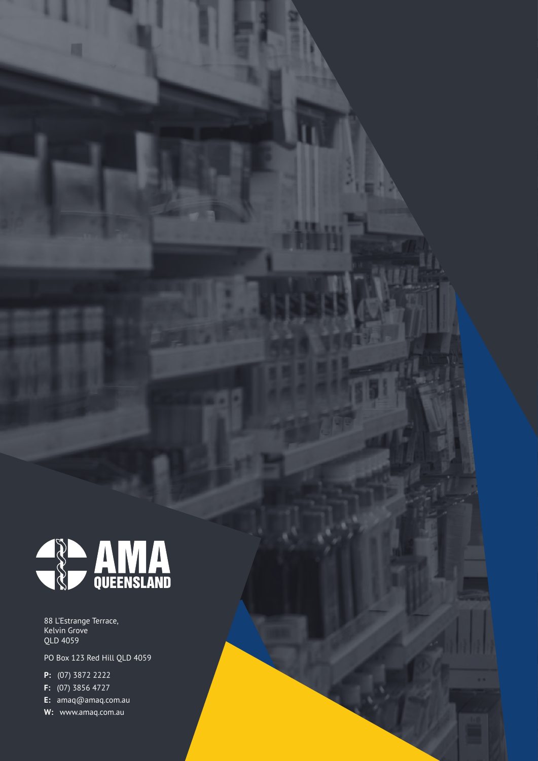AMA QUEENSLAND

88 L'Estrange Terrace,
Kelvin Grove
QLD 4059

PO Box 123 Red Hill QLD 4059

**P:** (07) 3872 2222
**F:** (07) 3856 4727
**E:** amaq@amaq.com.au
**W:** www.amaq.com.au